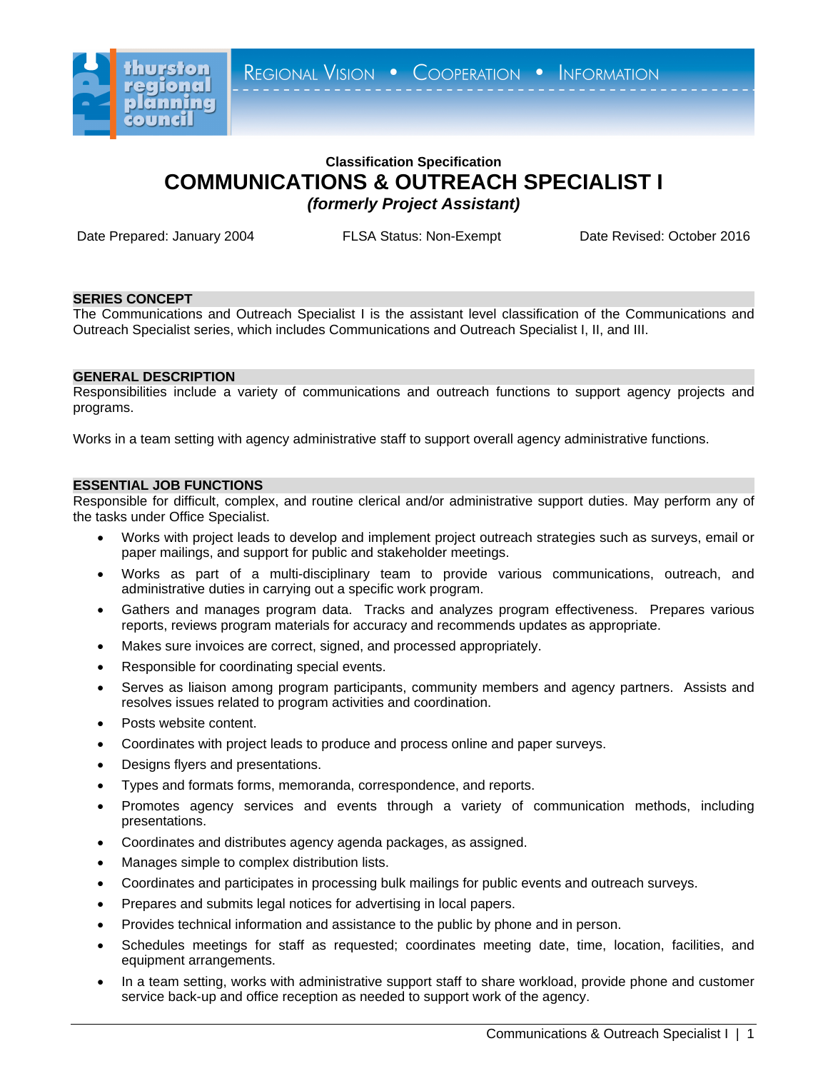thurston regional planning council

REGIONAL VISION • COOPERATION • INFORMATION

**Classification Specification**

# COMMUNICATIONS & OUTREACH SPECIALIST I

***(formerly Project Assistant)***

Date Prepared: January 2004 FLSA Status: Non-Exempt Date Revised: October 2016

## SERIES CONCEPT

The Communications and Outreach Specialist I is the assistant level classification of the Communications and Outreach Specialist series, which includes Communications and Outreach Specialist I, II, and III.

## GENERAL DESCRIPTION

Responsibilities include a variety of communications and outreach functions to support agency projects and programs.

Works in a team setting with agency administrative staff to support overall agency administrative functions.

## ESSENTIAL JOB FUNCTIONS

Responsible for difficult, complex, and routine clerical and/or administrative support duties. May perform any of the tasks under Office Specialist.

- Works with project leads to develop and implement project outreach strategies such as surveys, email or paper mailings, and support for public and stakeholder meetings.
- Works as part of a multi-disciplinary team to provide various communications, outreach, and administrative duties in carrying out a specific work program.
- Gathers and manages program data. Tracks and analyzes program effectiveness. Prepares various reports, reviews program materials for accuracy and recommends updates as appropriate.
- Makes sure invoices are correct, signed, and processed appropriately.
- Responsible for coordinating special events.
- Serves as liaison among program participants, community members and agency partners. Assists and resolves issues related to program activities and coordination.
- Posts website content.
- Coordinates with project leads to produce and process online and paper surveys.
- Designs flyers and presentations.
- Types and formats forms, memoranda, correspondence, and reports.
- Promotes agency services and events through a variety of communication methods, including presentations.
- Coordinates and distributes agency agenda packages, as assigned.
- Manages simple to complex distribution lists.
- Coordinates and participates in processing bulk mailings for public events and outreach surveys.
- Prepares and submits legal notices for advertising in local papers.
- Provides technical information and assistance to the public by phone and in person.
- Schedules meetings for staff as requested; coordinates meeting date, time, location, facilities, and equipment arrangements.
- In a team setting, works with administrative support staff to share workload, provide phone and customer service back-up and office reception as needed to support work of the agency.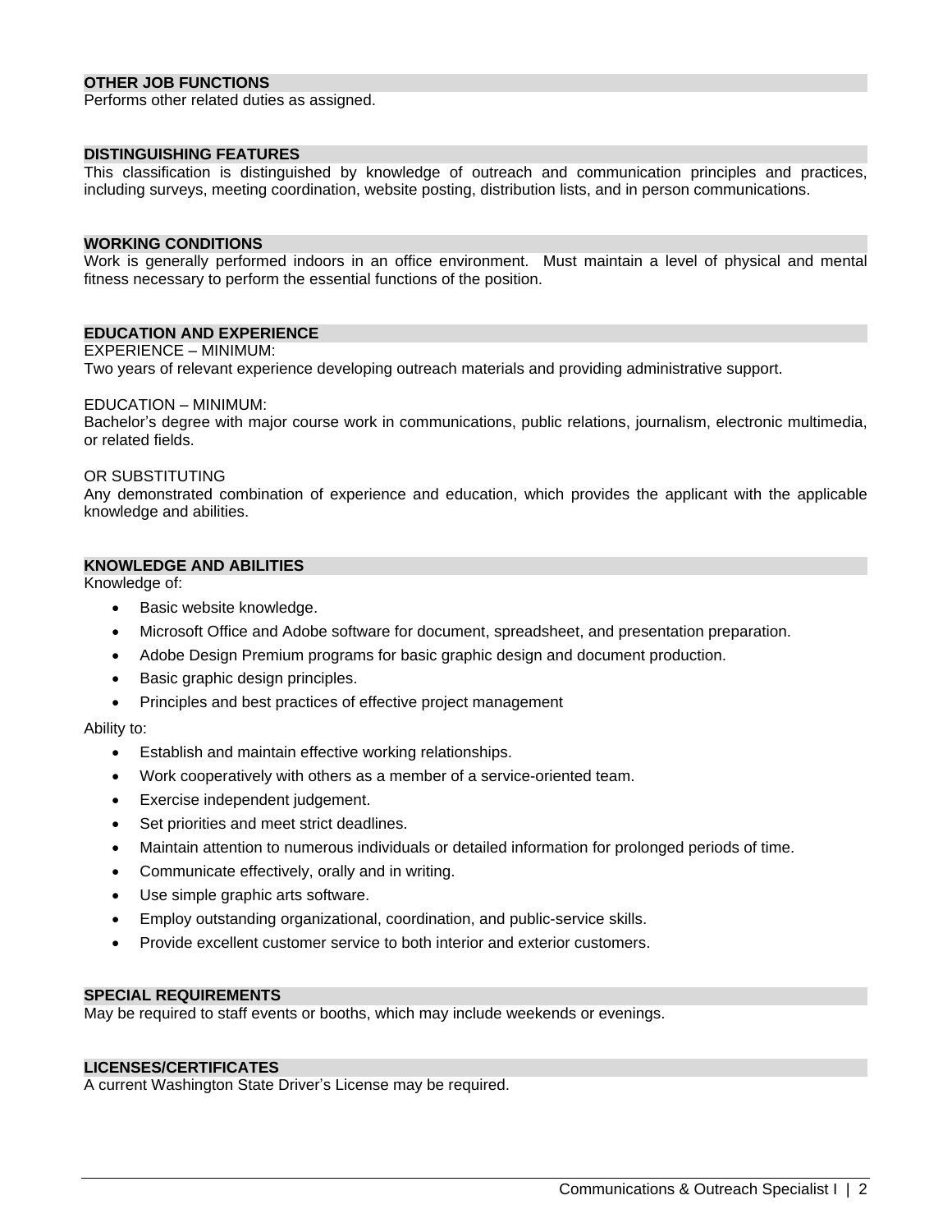## OTHER JOB FUNCTIONS

Performs other related duties as assigned.

## DISTINGUISHING FEATURES

This classification is distinguished by knowledge of outreach and communication principles and practices, including surveys, meeting coordination, website posting, distribution lists, and in person communications.

## WORKING CONDITIONS

Work is generally performed indoors in an office environment. Must maintain a level of physical and mental fitness necessary to perform the essential functions of the position.

## EDUCATION AND EXPERIENCE

EXPERIENCE – MINIMUM:
Two years of relevant experience developing outreach materials and providing administrative support.

EDUCATION – MINIMUM:
Bachelor's degree with major course work in communications, public relations, journalism, electronic multimedia, or related fields.

OR SUBSTITUTING
Any demonstrated combination of experience and education, which provides the applicant with the applicable knowledge and abilities.

## KNOWLEDGE AND ABILITIES

Knowledge of:

- Basic website knowledge.
- Microsoft Office and Adobe software for document, spreadsheet, and presentation preparation.
- Adobe Design Premium programs for basic graphic design and document production.
- Basic graphic design principles.
- Principles and best practices of effective project management

Ability to:

- Establish and maintain effective working relationships.
- Work cooperatively with others as a member of a service-oriented team.
- Exercise independent judgement.
- Set priorities and meet strict deadlines.
- Maintain attention to numerous individuals or detailed information for prolonged periods of time.
- Communicate effectively, orally and in writing.
- Use simple graphic arts software.
- Employ outstanding organizational, coordination, and public-service skills.
- Provide excellent customer service to both interior and exterior customers.

## SPECIAL REQUIREMENTS

May be required to staff events or booths, which may include weekends or evenings.

## LICENSES/CERTIFICATES

A current Washington State Driver's License may be required.